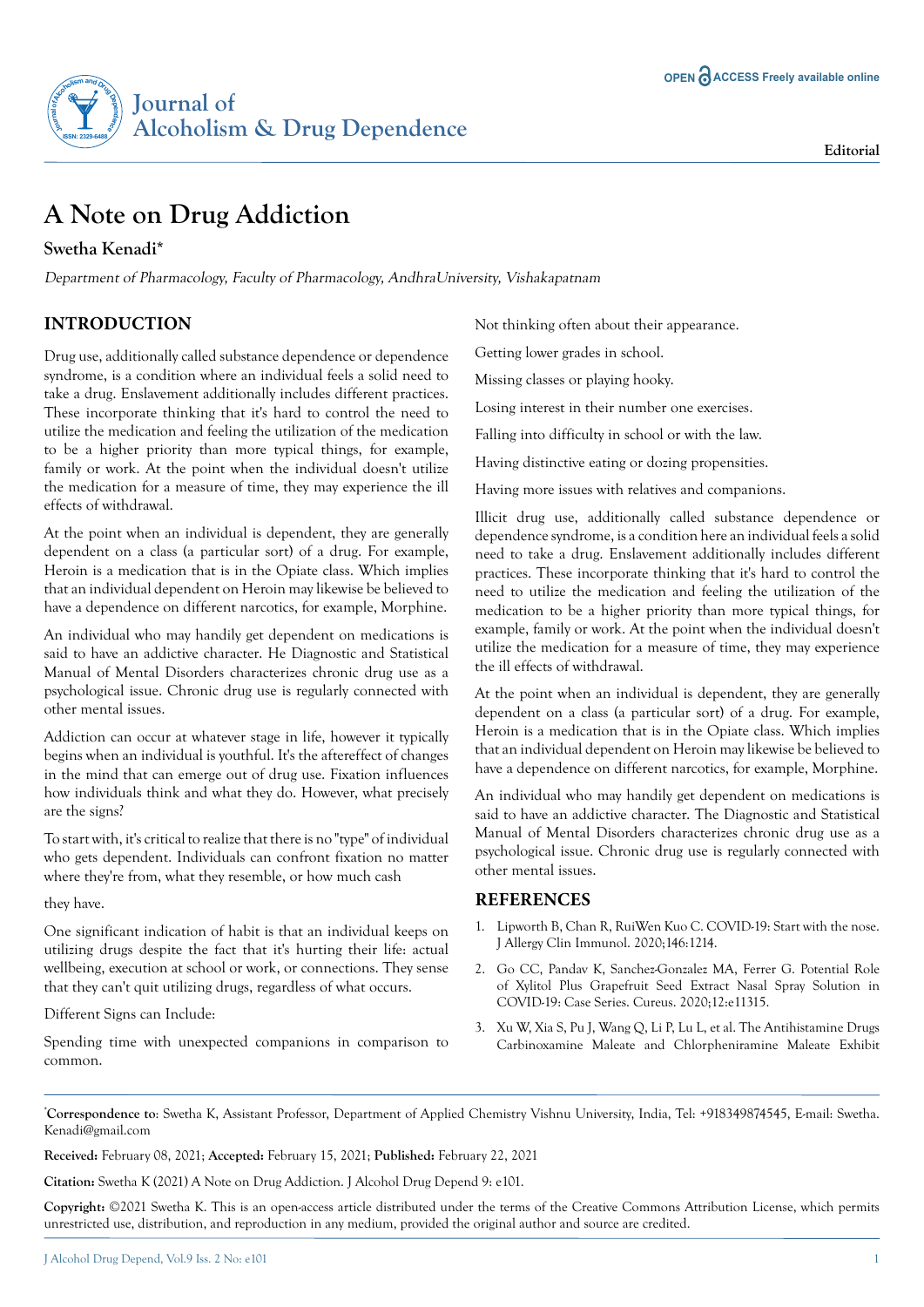Editorial

# A Note on Drug Addiction

**Swetha Kenadi***

*Department of Pharmacology, Faculty of Pharmacology, AndhraUniversity, Vishakapatnam*

## INTRODUCTION

Drug use, additionally called substance dependence or dependence syndrome, is a condition where an individual feels a solid need to take a drug. Enslavement additionally includes different practices. These incorporate thinking that it's hard to control the need to utilize the medication and feeling the utilization of the medication to be a higher priority than more typical things, for example, family or work. At the point when the individual doesn't utilize the medication for a measure of time, they may experience the ill effects of withdrawal.

At the point when an individual is dependent, they are generally dependent on a class (a particular sort) of a drug. For example, Heroin is a medication that is in the Opiate class. Which implies that an individual dependent on Heroin may likewise be believed to have a dependence on different narcotics, for example, Morphine.

An individual who may handily get dependent on medications is said to have an addictive character. He Diagnostic and Statistical Manual of Mental Disorders characterizes chronic drug use as a psychological issue. Chronic drug use is regularly connected with other mental issues.

Addiction can occur at whatever stage in life, however it typically begins when an individual is youthful. It's the aftereffect of changes in the mind that can emerge out of drug use. Fixation influences how individuals think and what they do. However, what precisely are the signs?

To start with, it's critical to realize that there is no "type" of individual who gets dependent. Individuals can confront fixation no matter where they're from, what they resemble, or how much cash they have.

One significant indication of habit is that an individual keeps on utilizing drugs despite the fact that it's hurting their life: actual wellbeing, execution at school or work, or connections. They sense that they can't quit utilizing drugs, regardless of what occurs.

Different Signs can Include:

Spending time with unexpected companions in comparison to common.

Not thinking often about their appearance.

Getting lower grades in school.

Missing classes or playing hooky.

Losing interest in their number one exercises.

Falling into difficulty in school or with the law.

Having distinctive eating or dozing propensities.

Having more issues with relatives and companions.

Illicit drug use, additionally called substance dependence or dependence syndrome, is a condition here an individual feels a solid need to take a drug. Enslavement additionally includes different practices. These incorporate thinking that it's hard to control the need to utilize the medication and feeling the utilization of the medication to be a higher priority than more typical things, for example, family or work. At the point when the individual doesn't utilize the medication for a measure of time, they may experience the ill effects of withdrawal.

At the point when an individual is dependent, they are generally dependent on a class (a particular sort) of a drug. For example, Heroin is a medication that is in the Opiate class. Which implies that an individual dependent on Heroin may likewise be believed to have a dependence on different narcotics, for example, Morphine.

An individual who may handily get dependent on medications is said to have an addictive character. The Diagnostic and Statistical Manual of Mental Disorders characterizes chronic drug use as a psychological issue. Chronic drug use is regularly connected with other mental issues.

## REFERENCES

1. Lipworth B, Chan R, RuiWen Kuo C. COVID-19: Start with the nose. J Allergy Clin Immunol. 2020;146:1214.
2. Go CC, Pandav K, Sanchez-Gonzalez MA, Ferrer G. Potential Role of Xylitol Plus Grapefruit Seed Extract Nasal Spray Solution in COVID-19: Case Series. Cureus. 2020;12:e11315.
3. Xu W, Xia S, Pu J, Wang Q, Li P, Lu L, et al. The Antihistamine Drugs Carbinoxamine Maleate and Chlorpheniramine Maleate Exhibit

---

***Correspondence to**: Swetha K, Assistant Professor, Department of Applied Chemistry Vishnu University, India, Tel: +918349874545, E-mail: Swetha.Kenadi@gmail.com

**Received:** February 08, 2021; **Accepted:** February 15, 2021; **Published:** February 22, 2021

**Citation:** Swetha K (2021) A Note on Drug Addiction. J Alcohol Drug Depend 9: e101.

**Copyright:** ©2021 Swetha K. This is an open-access article distributed under the terms of the Creative Commons Attribution License, which permits unrestricted use, distribution, and reproduction in any medium, provided the original author and source are credited.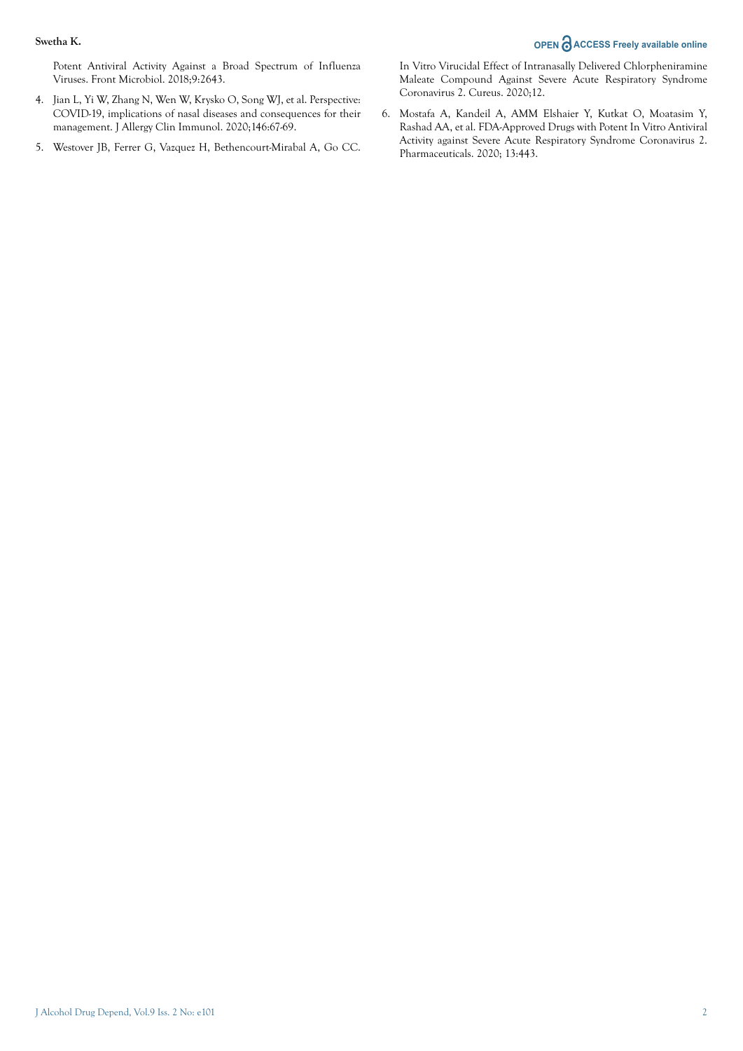Potent Antiviral Activity Against a Broad Spectrum of Influenza Viruses. Front Microbiol. 2018;9:2643.

4. Jian L, Yi W, Zhang N, Wen W, Krysko O, Song WJ, et al. Perspective: COVID-19, implications of nasal diseases and consequences for their management. J Allergy Clin Immunol. 2020;146:67-69.

5. Westover JB, Ferrer G, Vazquez H, Bethencourt-Mirabal A, Go CC. In Vitro Virucidal Effect of Intranasally Delivered Chlorpheniramine Maleate Compound Against Severe Acute Respiratory Syndrome Coronavirus 2. Cureus. 2020;12.

6. Mostafa A, Kandeil A, AMM Elshaier Y, Kutkat O, Moatasim Y, Rashad AA, et al. FDA-Approved Drugs with Potent In Vitro Antiviral Activity against Severe Acute Respiratory Syndrome Coronavirus 2. Pharmaceuticals. 2020; 13:443.